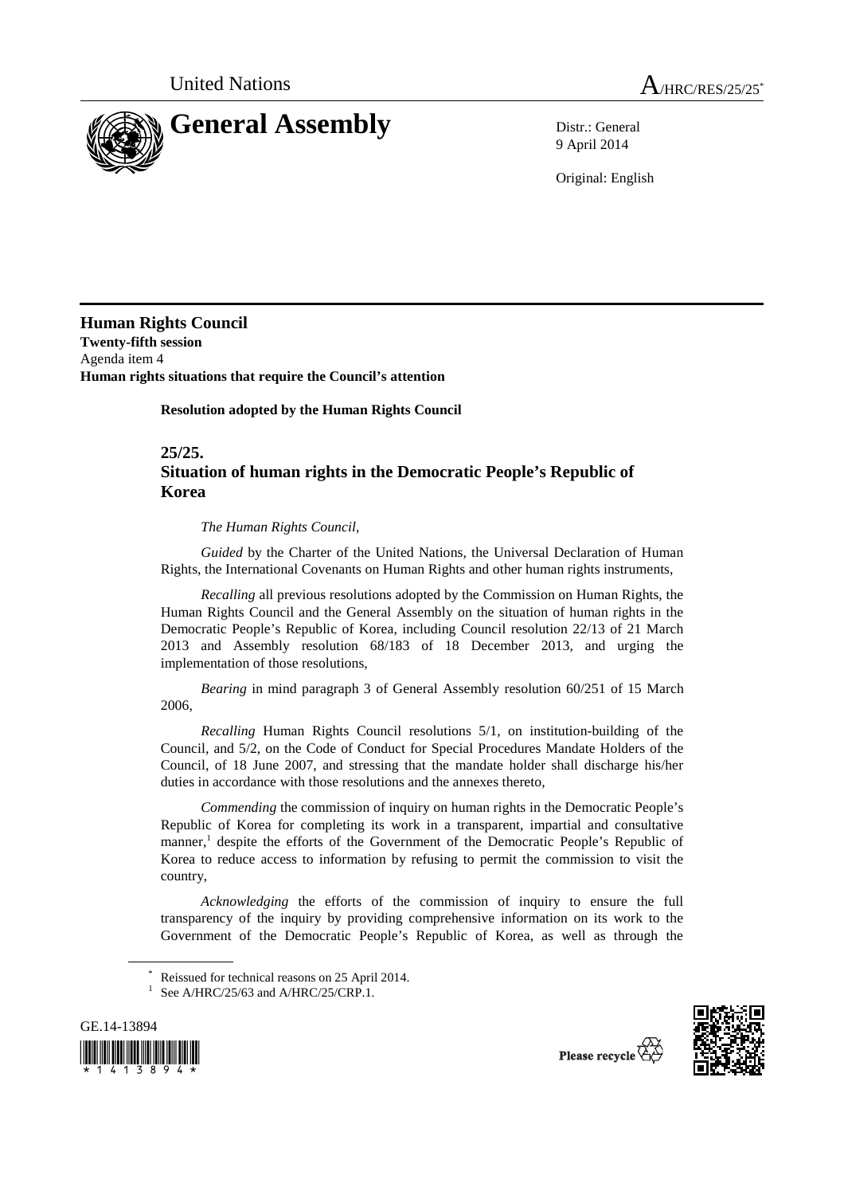United Nations

# General Assembly

A/HRC/RES/25/25[*]

Distr.: General
9 April 2014

Original: English

**Human Rights Council**
**Twenty-fifth session**
Agenda item 4
**Human rights situations that require the Council's attention**

**Resolution adopted by the Human Rights Council**

## 25/25. Situation of human rights in the Democratic People's Republic of Korea

*The Human Rights Council*,

*Guided* by the Charter of the United Nations, the Universal Declaration of Human Rights, the International Covenants on Human Rights and other human rights instruments,

*Recalling* all previous resolutions adopted by the Commission on Human Rights, the Human Rights Council and the General Assembly on the situation of human rights in the Democratic People's Republic of Korea, including Council resolution 22/13 of 21 March 2013 and Assembly resolution 68/183 of 18 December 2013, and urging the implementation of those resolutions,

*Bearing* in mind paragraph 3 of General Assembly resolution 60/251 of 15 March 2006,

*Recalling* Human Rights Council resolutions 5/1, on institution-building of the Council, and 5/2, on the Code of Conduct for Special Procedures Mandate Holders of the Council, of 18 June 2007, and stressing that the mandate holder shall discharge his/her duties in accordance with those resolutions and the annexes thereto,

*Commending* the commission of inquiry on human rights in the Democratic People's Republic of Korea for completing its work in a transparent, impartial and consultative manner,[1] despite the efforts of the Government of the Democratic People's Republic of Korea to reduce access to information by refusing to permit the commission to visit the country,

*Acknowledging* the efforts of the commission of inquiry to ensure the full transparency of the inquiry by providing comprehensive information on its work to the Government of the Democratic People's Republic of Korea, as well as through the

[*] Reissued for technical reasons on 25 April 2014.

[1] See A/HRC/25/63 and A/HRC/25/CRP.1.

GE.14-13894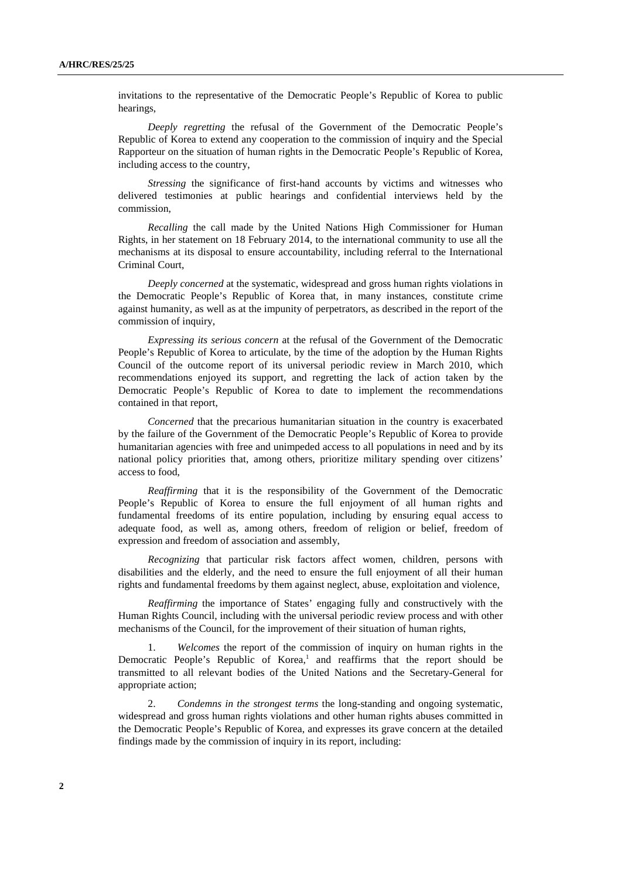invitations to the representative of the Democratic People's Republic of Korea to public hearings,

*Deeply regretting* the refusal of the Government of the Democratic People's Republic of Korea to extend any cooperation to the commission of inquiry and the Special Rapporteur on the situation of human rights in the Democratic People's Republic of Korea, including access to the country,

*Stressing* the significance of first-hand accounts by victims and witnesses who delivered testimonies at public hearings and confidential interviews held by the commission,

*Recalling* the call made by the United Nations High Commissioner for Human Rights, in her statement on 18 February 2014, to the international community to use all the mechanisms at its disposal to ensure accountability, including referral to the International Criminal Court,

*Deeply concerned* at the systematic, widespread and gross human rights violations in the Democratic People's Republic of Korea that, in many instances, constitute crime against humanity, as well as at the impunity of perpetrators, as described in the report of the commission of inquiry,

*Expressing its serious concern* at the refusal of the Government of the Democratic People's Republic of Korea to articulate, by the time of the adoption by the Human Rights Council of the outcome report of its universal periodic review in March 2010, which recommendations enjoyed its support, and regretting the lack of action taken by the Democratic People's Republic of Korea to date to implement the recommendations contained in that report,

*Concerned* that the precarious humanitarian situation in the country is exacerbated by the failure of the Government of the Democratic People's Republic of Korea to provide humanitarian agencies with free and unimpeded access to all populations in need and by its national policy priorities that, among others, prioritize military spending over citizens' access to food,

*Reaffirming* that it is the responsibility of the Government of the Democratic People's Republic of Korea to ensure the full enjoyment of all human rights and fundamental freedoms of its entire population, including by ensuring equal access to adequate food, as well as, among others, freedom of religion or belief, freedom of expression and freedom of association and assembly,

*Recognizing* that particular risk factors affect women, children, persons with disabilities and the elderly, and the need to ensure the full enjoyment of all their human rights and fundamental freedoms by them against neglect, abuse, exploitation and violence,

*Reaffirming* the importance of States' engaging fully and constructively with the Human Rights Council, including with the universal periodic review process and with other mechanisms of the Council, for the improvement of their situation of human rights,

1. *Welcomes* the report of the commission of inquiry on human rights in the Democratic People's Republic of Korea,[1] and reaffirms that the report should be transmitted to all relevant bodies of the United Nations and the Secretary-General for appropriate action;

2. *Condemns in the strongest terms* the long-standing and ongoing systematic, widespread and gross human rights violations and other human rights abuses committed in the Democratic People's Republic of Korea, and expresses its grave concern at the detailed findings made by the commission of inquiry in its report, including: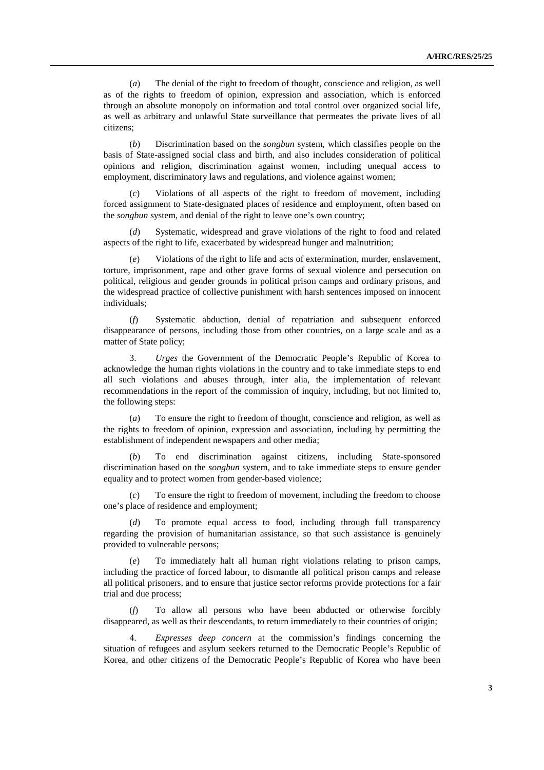(*a*) The denial of the right to freedom of thought, conscience and religion, as well as of the rights to freedom of opinion, expression and association, which is enforced through an absolute monopoly on information and total control over organized social life, as well as arbitrary and unlawful State surveillance that permeates the private lives of all citizens;

(*b*) Discrimination based on the *songbun* system, which classifies people on the basis of State-assigned social class and birth, and also includes consideration of political opinions and religion, discrimination against women, including unequal access to employment, discriminatory laws and regulations, and violence against women;

(*c*) Violations of all aspects of the right to freedom of movement, including forced assignment to State-designated places of residence and employment, often based on the *songbun* system, and denial of the right to leave one's own country;

(*d*) Systematic, widespread and grave violations of the right to food and related aspects of the right to life, exacerbated by widespread hunger and malnutrition;

(*e*) Violations of the right to life and acts of extermination, murder, enslavement, torture, imprisonment, rape and other grave forms of sexual violence and persecution on political, religious and gender grounds in political prison camps and ordinary prisons, and the widespread practice of collective punishment with harsh sentences imposed on innocent individuals;

(*f*) Systematic abduction, denial of repatriation and subsequent enforced disappearance of persons, including those from other countries, on a large scale and as a matter of State policy;

3. *Urges* the Government of the Democratic People's Republic of Korea to acknowledge the human rights violations in the country and to take immediate steps to end all such violations and abuses through, inter alia, the implementation of relevant recommendations in the report of the commission of inquiry, including, but not limited to, the following steps:

(*a*) To ensure the right to freedom of thought, conscience and religion, as well as the rights to freedom of opinion, expression and association, including by permitting the establishment of independent newspapers and other media;

(*b*) To end discrimination against citizens, including State-sponsored discrimination based on the *songbun* system, and to take immediate steps to ensure gender equality and to protect women from gender-based violence;

(*c*) To ensure the right to freedom of movement, including the freedom to choose one's place of residence and employment;

(*d*) To promote equal access to food, including through full transparency regarding the provision of humanitarian assistance, so that such assistance is genuinely provided to vulnerable persons;

(*e*) To immediately halt all human right violations relating to prison camps, including the practice of forced labour, to dismantle all political prison camps and release all political prisoners, and to ensure that justice sector reforms provide protections for a fair trial and due process;

(*f*) To allow all persons who have been abducted or otherwise forcibly disappeared, as well as their descendants, to return immediately to their countries of origin;

4. *Expresses deep concern* at the commission's findings concerning the situation of refugees and asylum seekers returned to the Democratic People's Republic of Korea, and other citizens of the Democratic People's Republic of Korea who have been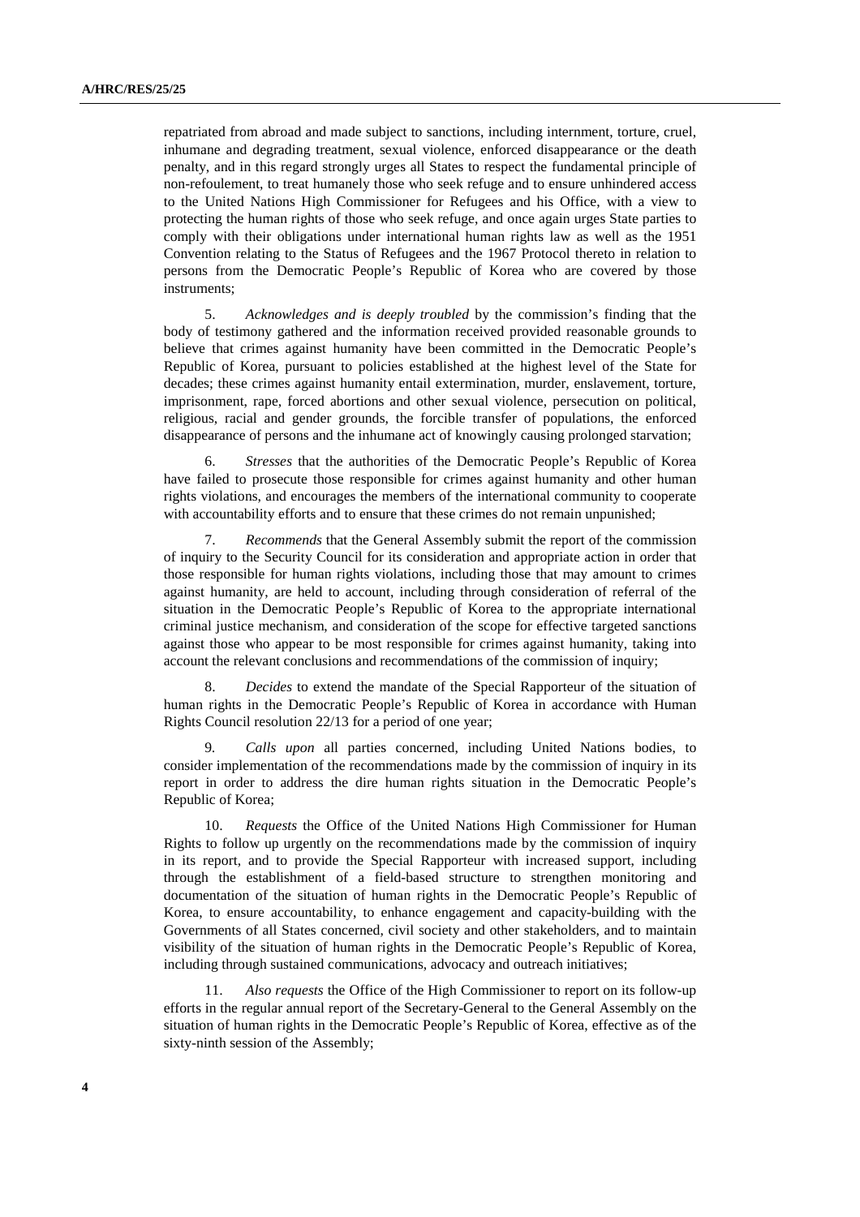repatriated from abroad and made subject to sanctions, including internment, torture, cruel, inhumane and degrading treatment, sexual violence, enforced disappearance or the death penalty, and in this regard strongly urges all States to respect the fundamental principle of non-refoulement, to treat humanely those who seek refuge and to ensure unhindered access to the United Nations High Commissioner for Refugees and his Office, with a view to protecting the human rights of those who seek refuge, and once again urges State parties to comply with their obligations under international human rights law as well as the 1951 Convention relating to the Status of Refugees and the 1967 Protocol thereto in relation to persons from the Democratic People's Republic of Korea who are covered by those instruments;

5. *Acknowledges and is deeply troubled* by the commission's finding that the body of testimony gathered and the information received provided reasonable grounds to believe that crimes against humanity have been committed in the Democratic People's Republic of Korea, pursuant to policies established at the highest level of the State for decades; these crimes against humanity entail extermination, murder, enslavement, torture, imprisonment, rape, forced abortions and other sexual violence, persecution on political, religious, racial and gender grounds, the forcible transfer of populations, the enforced disappearance of persons and the inhumane act of knowingly causing prolonged starvation;

6. *Stresses* that the authorities of the Democratic People's Republic of Korea have failed to prosecute those responsible for crimes against humanity and other human rights violations, and encourages the members of the international community to cooperate with accountability efforts and to ensure that these crimes do not remain unpunished;

7. *Recommends* that the General Assembly submit the report of the commission of inquiry to the Security Council for its consideration and appropriate action in order that those responsible for human rights violations, including those that may amount to crimes against humanity, are held to account, including through consideration of referral of the situation in the Democratic People's Republic of Korea to the appropriate international criminal justice mechanism, and consideration of the scope for effective targeted sanctions against those who appear to be most responsible for crimes against humanity, taking into account the relevant conclusions and recommendations of the commission of inquiry;

8. *Decides* to extend the mandate of the Special Rapporteur of the situation of human rights in the Democratic People's Republic of Korea in accordance with Human Rights Council resolution 22/13 for a period of one year;

9. *Calls upon* all parties concerned, including United Nations bodies, to consider implementation of the recommendations made by the commission of inquiry in its report in order to address the dire human rights situation in the Democratic People's Republic of Korea;

10. *Requests* the Office of the United Nations High Commissioner for Human Rights to follow up urgently on the recommendations made by the commission of inquiry in its report, and to provide the Special Rapporteur with increased support, including through the establishment of a field-based structure to strengthen monitoring and documentation of the situation of human rights in the Democratic People's Republic of Korea, to ensure accountability, to enhance engagement and capacity-building with the Governments of all States concerned, civil society and other stakeholders, and to maintain visibility of the situation of human rights in the Democratic People's Republic of Korea, including through sustained communications, advocacy and outreach initiatives;

11. *Also requests* the Office of the High Commissioner to report on its follow-up efforts in the regular annual report of the Secretary-General to the General Assembly on the situation of human rights in the Democratic People's Republic of Korea, effective as of the sixty-ninth session of the Assembly;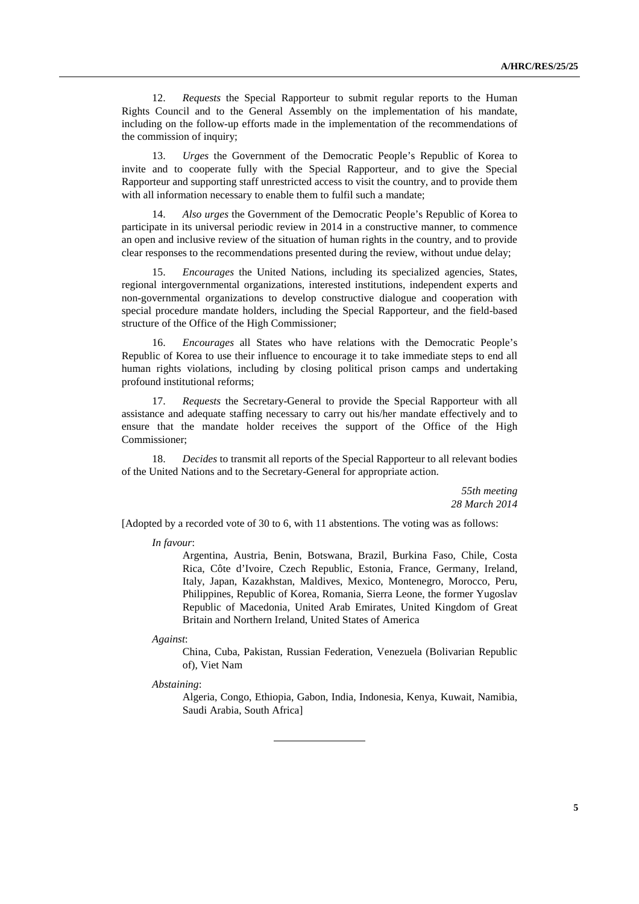12. *Requests* the Special Rapporteur to submit regular reports to the Human Rights Council and to the General Assembly on the implementation of his mandate, including on the follow-up efforts made in the implementation of the recommendations of the commission of inquiry;

13. *Urges* the Government of the Democratic People's Republic of Korea to invite and to cooperate fully with the Special Rapporteur, and to give the Special Rapporteur and supporting staff unrestricted access to visit the country, and to provide them with all information necessary to enable them to fulfil such a mandate;

14. *Also urges* the Government of the Democratic People's Republic of Korea to participate in its universal periodic review in 2014 in a constructive manner, to commence an open and inclusive review of the situation of human rights in the country, and to provide clear responses to the recommendations presented during the review, without undue delay;

15. *Encourages* the United Nations, including its specialized agencies, States, regional intergovernmental organizations, interested institutions, independent experts and non-governmental organizations to develop constructive dialogue and cooperation with special procedure mandate holders, including the Special Rapporteur, and the field-based structure of the Office of the High Commissioner;

16. *Encourages* all States who have relations with the Democratic People's Republic of Korea to use their influence to encourage it to take immediate steps to end all human rights violations, including by closing political prison camps and undertaking profound institutional reforms;

17. *Requests* the Secretary-General to provide the Special Rapporteur with all assistance and adequate staffing necessary to carry out his/her mandate effectively and to ensure that the mandate holder receives the support of the Office of the High Commissioner;

18. *Decides* to transmit all reports of the Special Rapporteur to all relevant bodies of the United Nations and to the Secretary-General for appropriate action.

*55th meeting*
*28 March 2014*

[Adopted by a recorded vote of 30 to 6, with 11 abstentions. The voting was as follows:

*In favour*:

Argentina, Austria, Benin, Botswana, Brazil, Burkina Faso, Chile, Costa Rica, Côte d'Ivoire, Czech Republic, Estonia, France, Germany, Ireland, Italy, Japan, Kazakhstan, Maldives, Mexico, Montenegro, Morocco, Peru, Philippines, Republic of Korea, Romania, Sierra Leone, the former Yugoslav Republic of Macedonia, United Arab Emirates, United Kingdom of Great Britain and Northern Ireland, United States of America

*Against*:

China, Cuba, Pakistan, Russian Federation, Venezuela (Bolivarian Republic of), Viet Nam

*Abstaining*:

Algeria, Congo, Ethiopia, Gabon, India, Indonesia, Kenya, Kuwait, Namibia, Saudi Arabia, South Africa]